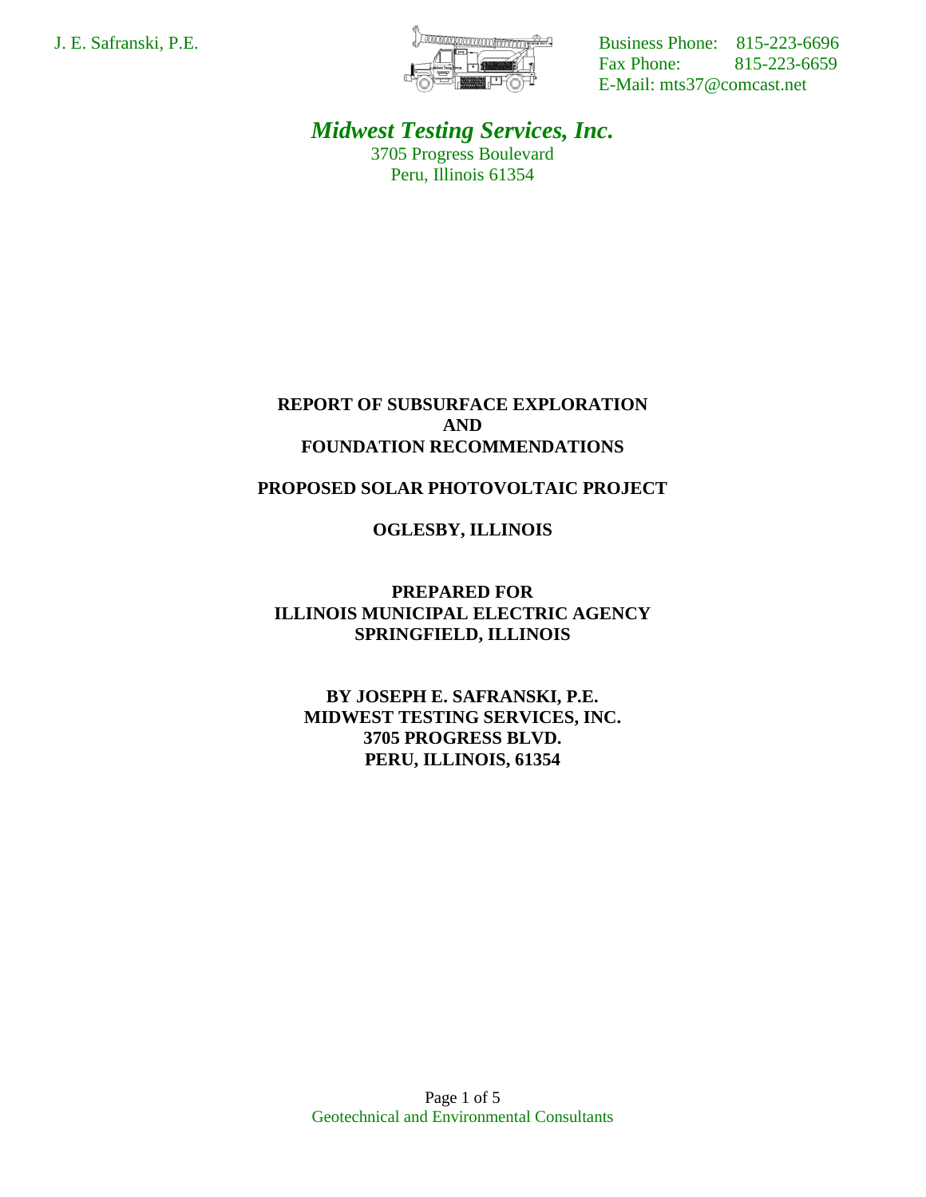J. E. Safranski, P.E.

Business Phone: 815-223-6696
Fax Phone: 815-223-6659
E-Mail: mts37@comcast.net

***Midwest Testing Services, Inc.***
3705 Progress Boulevard
Peru, Illinois 61354

# REPORT OF SUBSURFACE EXPLORATION AND FOUNDATION RECOMMENDATIONS

## PROPOSED SOLAR PHOTOVOLTAIC PROJECT

## OGLESBY, ILLINOIS

**PREPARED FOR**
**ILLINOIS MUNICIPAL ELECTRIC AGENCY**
**SPRINGFIELD, ILLINOIS**

**BY JOSEPH E. SAFRANSKI, P.E.**
**MIDWEST TESTING SERVICES, INC.**
**3705 PROGRESS BLVD.**
**PERU, ILLINOIS, 61354**

Geotechnical and Environmental Consultants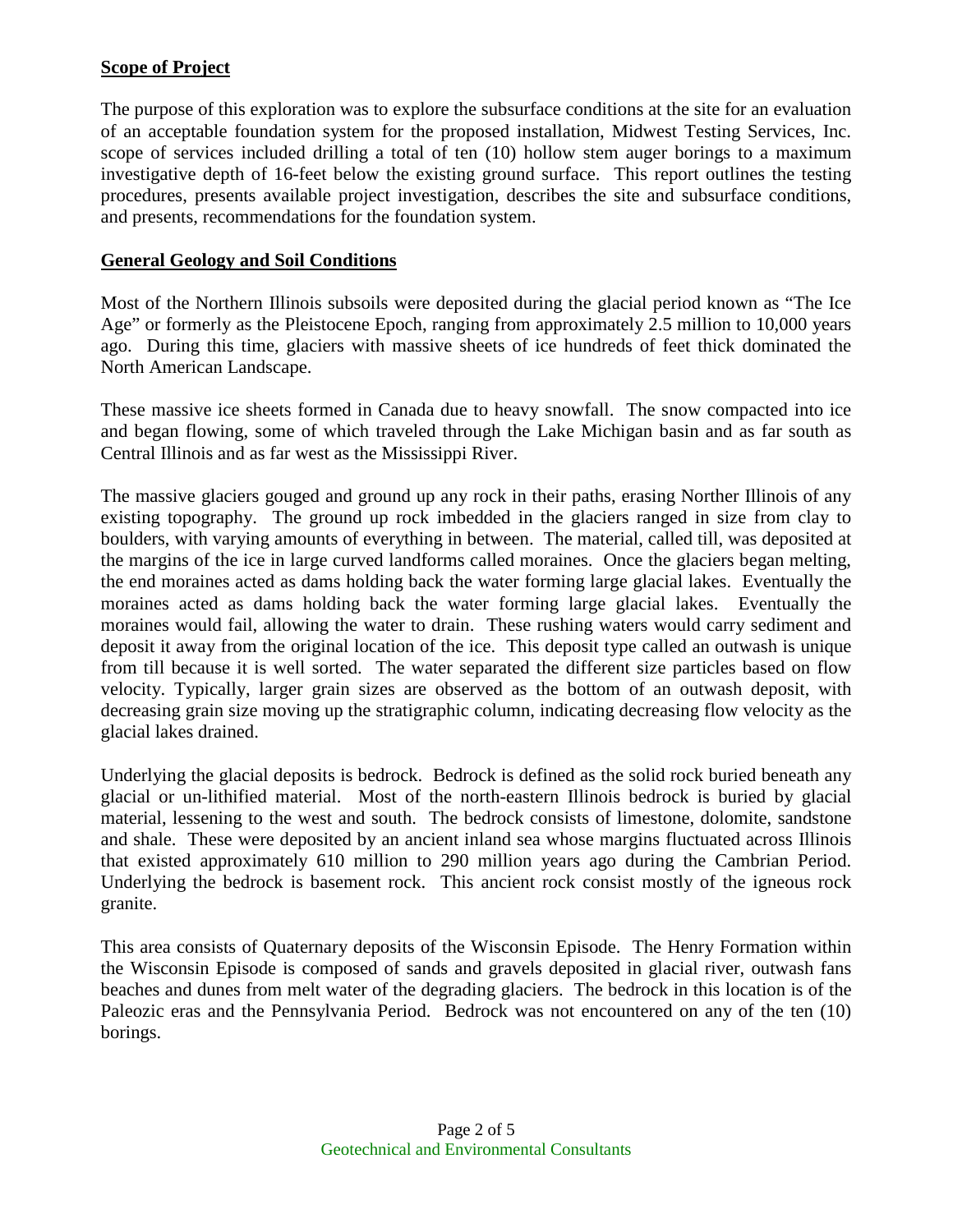**Scope of Project**

The purpose of this exploration was to explore the subsurface conditions at the site for an evaluation of an acceptable foundation system for the proposed installation, Midwest Testing Services, Inc. scope of services included drilling a total of ten (10) hollow stem auger borings to a maximum investigative depth of 16-feet below the existing ground surface. This report outlines the testing procedures, presents available project investigation, describes the site and subsurface conditions, and presents, recommendations for the foundation system.

**General Geology and Soil Conditions**

Most of the Northern Illinois subsoils were deposited during the glacial period known as "The Ice Age" or formerly as the Pleistocene Epoch, ranging from approximately 2.5 million to 10,000 years ago. During this time, glaciers with massive sheets of ice hundreds of feet thick dominated the North American Landscape.

These massive ice sheets formed in Canada due to heavy snowfall. The snow compacted into ice and began flowing, some of which traveled through the Lake Michigan basin and as far south as Central Illinois and as far west as the Mississippi River.

The massive glaciers gouged and ground up any rock in their paths, erasing Norther Illinois of any existing topography. The ground up rock imbedded in the glaciers ranged in size from clay to boulders, with varying amounts of everything in between. The material, called till, was deposited at the margins of the ice in large curved landforms called moraines. Once the glaciers began melting, the end moraines acted as dams holding back the water forming large glacial lakes. Eventually the moraines acted as dams holding back the water forming large glacial lakes. Eventually the moraines would fail, allowing the water to drain. These rushing waters would carry sediment and deposit it away from the original location of the ice. This deposit type called an outwash is unique from till because it is well sorted. The water separated the different size particles based on flow velocity. Typically, larger grain sizes are observed as the bottom of an outwash deposit, with decreasing grain size moving up the stratigraphic column, indicating decreasing flow velocity as the glacial lakes drained.

Underlying the glacial deposits is bedrock. Bedrock is defined as the solid rock buried beneath any glacial or un-lithified material. Most of the north-eastern Illinois bedrock is buried by glacial material, lessening to the west and south. The bedrock consists of limestone, dolomite, sandstone and shale. These were deposited by an ancient inland sea whose margins fluctuated across Illinois that existed approximately 610 million to 290 million years ago during the Cambrian Period. Underlying the bedrock is basement rock. This ancient rock consist mostly of the igneous rock granite.

This area consists of Quaternary deposits of the Wisconsin Episode. The Henry Formation within the Wisconsin Episode is composed of sands and gravels deposited in glacial river, outwash fans beaches and dunes from melt water of the degrading glaciers. The bedrock in this location is of the Paleozic eras and the Pennsylvania Period. Bedrock was not encountered on any of the ten (10) borings.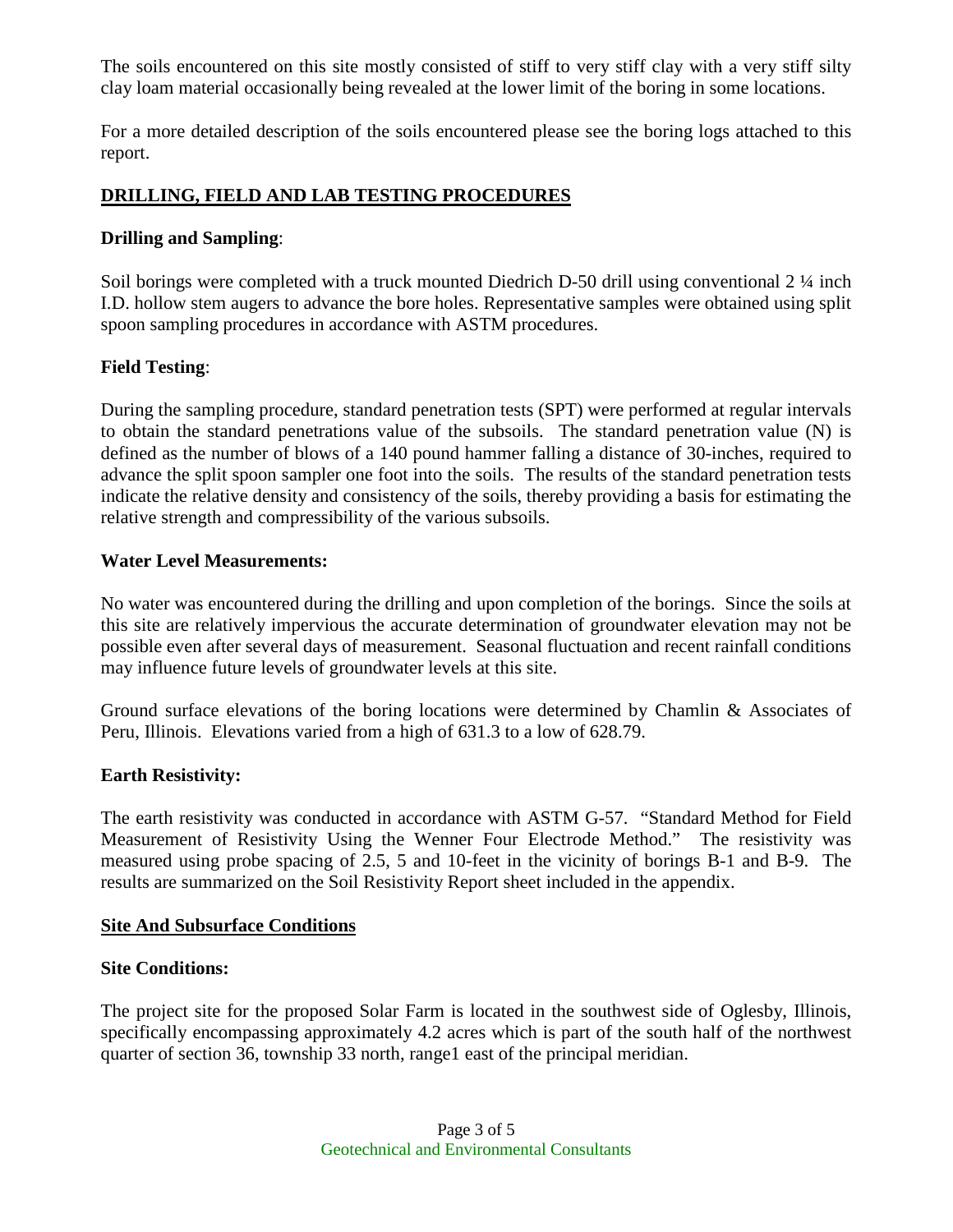The soils encountered on this site mostly consisted of stiff to very stiff clay with a very stiff silty clay loam material occasionally being revealed at the lower limit of the boring in some locations.

For a more detailed description of the soils encountered please see the boring logs attached to this report.

## DRILLING, FIELD AND LAB TESTING PROCEDURES

**Drilling and Sampling**:

Soil borings were completed with a truck mounted Diedrich D-50 drill using conventional 2 ¼ inch I.D. hollow stem augers to advance the bore holes. Representative samples were obtained using split spoon sampling procedures in accordance with ASTM procedures.

**Field Testing**:

During the sampling procedure, standard penetration tests (SPT) were performed at regular intervals to obtain the standard penetrations value of the subsoils. The standard penetration value (N) is defined as the number of blows of a 140 pound hammer falling a distance of 30-inches, required to advance the split spoon sampler one foot into the soils. The results of the standard penetration tests indicate the relative density and consistency of the soils, thereby providing a basis for estimating the relative strength and compressibility of the various subsoils.

**Water Level Measurements:**

No water was encountered during the drilling and upon completion of the borings. Since the soils at this site are relatively impervious the accurate determination of groundwater elevation may not be possible even after several days of measurement. Seasonal fluctuation and recent rainfall conditions may influence future levels of groundwater levels at this site.

Ground surface elevations of the boring locations were determined by Chamlin & Associates of Peru, Illinois. Elevations varied from a high of 631.3 to a low of 628.79.

**Earth Resistivity:**

The earth resistivity was conducted in accordance with ASTM G-57. "Standard Method for Field Measurement of Resistivity Using the Wenner Four Electrode Method." The resistivity was measured using probe spacing of 2.5, 5 and 10-feet in the vicinity of borings B-1 and B-9. The results are summarized on the Soil Resistivity Report sheet included in the appendix.

## Site And Subsurface Conditions

**Site Conditions:**

The project site for the proposed Solar Farm is located in the southwest side of Oglesby, Illinois, specifically encompassing approximately 4.2 acres which is part of the south half of the northwest quarter of section 36, township 33 north, range1 east of the principal meridian.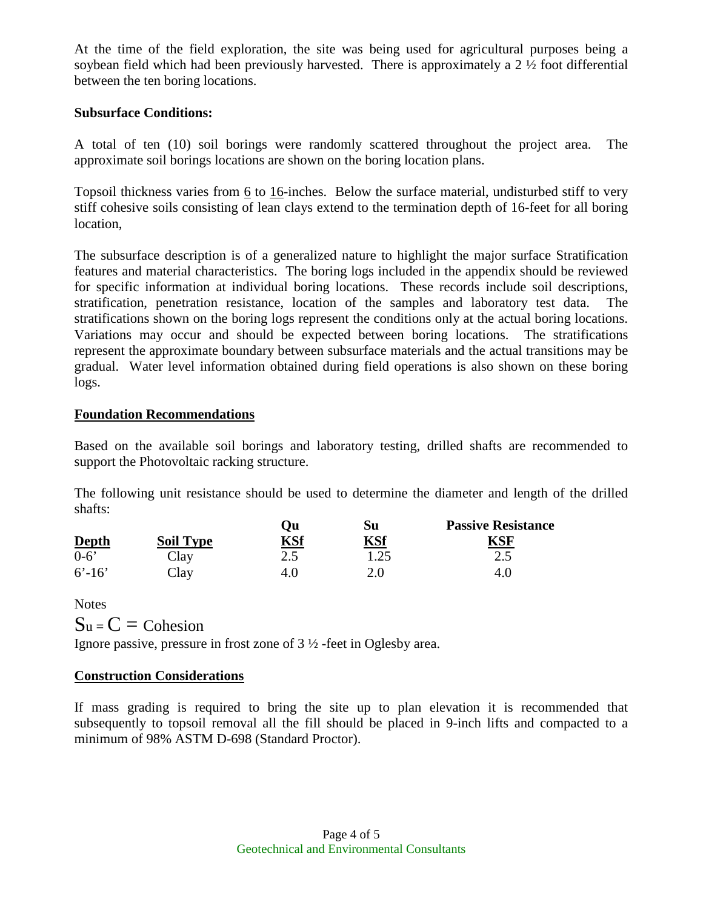At the time of the field exploration, the site was being used for agricultural purposes being a soybean field which had been previously harvested. There is approximately a 2 ½ foot differential between the ten boring locations.

**Subsurface Conditions:**

A total of ten (10) soil borings were randomly scattered throughout the project area. The approximate soil borings locations are shown on the boring location plans.

Topsoil thickness varies from 6 to 16-inches. Below the surface material, undisturbed stiff to very stiff cohesive soils consisting of lean clays extend to the termination depth of 16-feet for all boring location,

The subsurface description is of a generalized nature to highlight the major surface Stratification features and material characteristics. The boring logs included in the appendix should be reviewed for specific information at individual boring locations. These records include soil descriptions, stratification, penetration resistance, location of the samples and laboratory test data. The stratifications shown on the boring logs represent the conditions only at the actual boring locations. Variations may occur and should be expected between boring locations. The stratifications represent the approximate boundary between subsurface materials and the actual transitions may be gradual. Water level information obtained during field operations is also shown on these boring logs.

**Foundation Recommendations**

Based on the available soil borings and laboratory testing, drilled shafts are recommended to support the Photovoltaic racking structure.

The following unit resistance should be used to determine the diameter and length of the drilled shafts:

| Depth | Soil Type | Qu KSf | Su KSf | Passive Resistance KSF |
|---|---|---|---|---|
| 0-6' | Clay | 2.5 | 1.25 | 2.5 |
| 6'-16' | Clay | 4.0 | 2.0 | 4.0 |

Notes

$S_u = C =$ Cohesion

Ignore passive, pressure in frost zone of 3 ½ -feet in Oglesby area.

**Construction Considerations**

If mass grading is required to bring the site up to plan elevation it is recommended that subsequently to topsoil removal all the fill should be placed in 9-inch lifts and compacted to a minimum of 98% ASTM D-698 (Standard Proctor).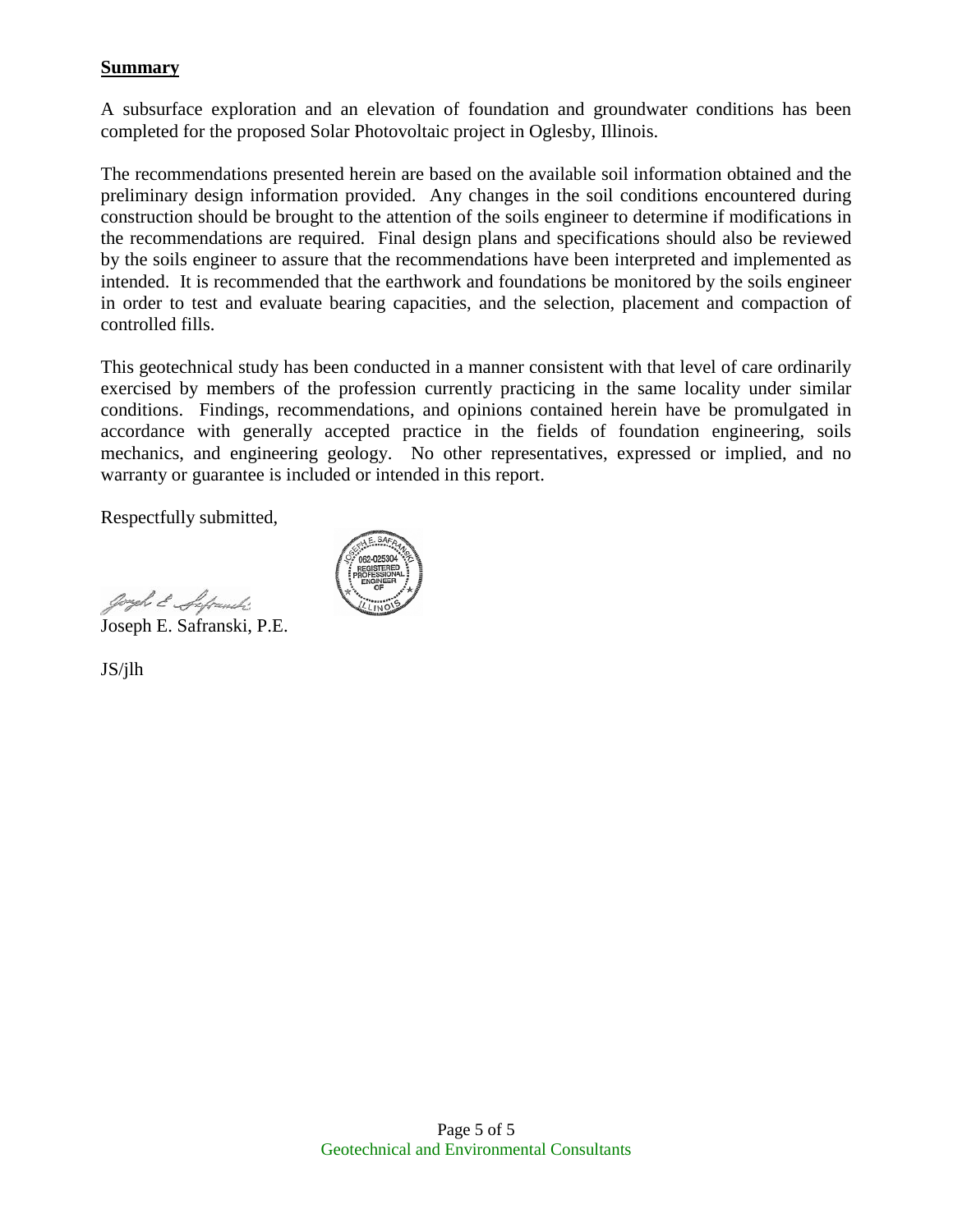**Summary**

A subsurface exploration and an elevation of foundation and groundwater conditions has been completed for the proposed Solar Photovoltaic project in Oglesby, Illinois.

The recommendations presented herein are based on the available soil information obtained and the preliminary design information provided. Any changes in the soil conditions encountered during construction should be brought to the attention of the soils engineer to determine if modifications in the recommendations are required. Final design plans and specifications should also be reviewed by the soils engineer to assure that the recommendations have been interpreted and implemented as intended. It is recommended that the earthwork and foundations be monitored by the soils engineer in order to test and evaluate bearing capacities, and the selection, placement and compaction of controlled fills.

This geotechnical study has been conducted in a manner consistent with that level of care ordinarily exercised by members of the profession currently practicing in the same locality under similar conditions. Findings, recommendations, and opinions contained herein have be promulgated in accordance with generally accepted practice in the fields of foundation engineering, soils mechanics, and engineering geology. No other representatives, expressed or implied, and no warranty or guarantee is included or intended in this report.

Respectfully submitted,

Joseph E. Safranski, P.E.

JS/jlh

Geotechnical and Environmental Consultants